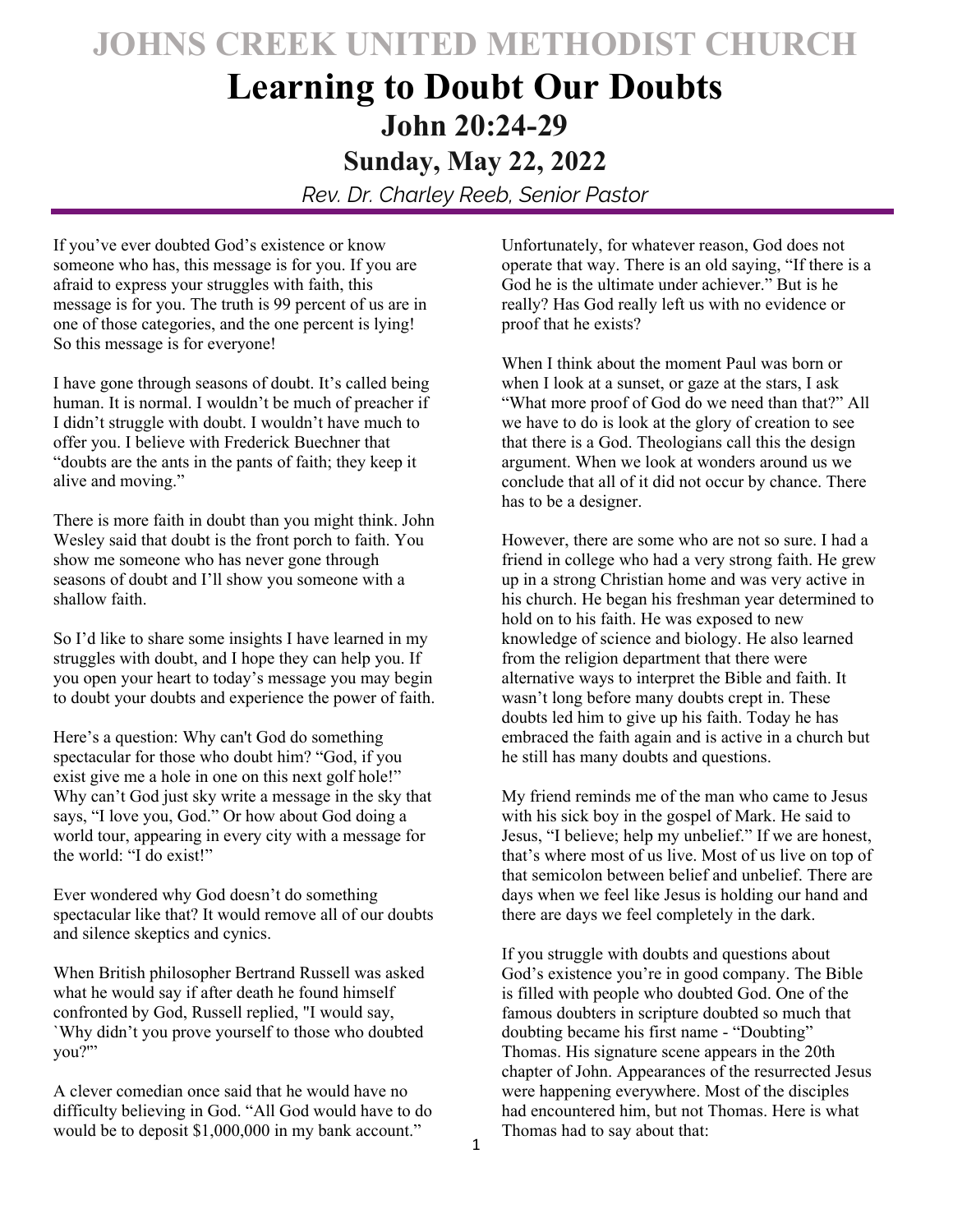# JOHNS CREEK UNITED METHODIST CHURCH

# Learning to Doubt Our Doubts

## John 20:24-29

## Sunday, May 22, 2022

*Rev. Dr. Charley Reeb, Senior Pastor*

If you've ever doubted God's existence or know someone who has, this message is for you. If you are afraid to express your struggles with faith, this message is for you. The truth is 99 percent of us are in one of those categories, and the one percent is lying! So this message is for everyone!

I have gone through seasons of doubt. It's called being human. It is normal. I wouldn't be much of preacher if I didn't struggle with doubt. I wouldn't have much to offer you. I believe with Frederick Buechner that "doubts are the ants in the pants of faith; they keep it alive and moving."

There is more faith in doubt than you might think. John Wesley said that doubt is the front porch to faith. You show me someone who has never gone through seasons of doubt and I'll show you someone with a shallow faith.

So I'd like to share some insights I have learned in my struggles with doubt, and I hope they can help you. If you open your heart to today's message you may begin to doubt your doubts and experience the power of faith.

Here's a question: Why can't God do something spectacular for those who doubt him? "God, if you exist give me a hole in one on this next golf hole!" Why can't God just sky write a message in the sky that says, "I love you, God." Or how about God doing a world tour, appearing in every city with a message for the world: "I do exist!"

Ever wondered why God doesn't do something spectacular like that? It would remove all of our doubts and silence skeptics and cynics.

When British philosopher Bertrand Russell was asked what he would say if after death he found himself confronted by God, Russell replied, "I would say, `Why didn't you prove yourself to those who doubted you?'"

A clever comedian once said that he would have no difficulty believing in God. "All God would have to do would be to deposit $1,000,000 in my bank account."

Unfortunately, for whatever reason, God does not operate that way. There is an old saying, "If there is a God he is the ultimate under achiever." But is he really? Has God really left us with no evidence or proof that he exists?

When I think about the moment Paul was born or when I look at a sunset, or gaze at the stars, I ask "What more proof of God do we need than that?" All we have to do is look at the glory of creation to see that there is a God. Theologians call this the design argument. When we look at wonders around us we conclude that all of it did not occur by chance. There has to be a designer.

However, there are some who are not so sure. I had a friend in college who had a very strong faith. He grew up in a strong Christian home and was very active in his church. He began his freshman year determined to hold on to his faith. He was exposed to new knowledge of science and biology. He also learned from the religion department that there were alternative ways to interpret the Bible and faith. It wasn't long before many doubts crept in. These doubts led him to give up his faith. Today he has embraced the faith again and is active in a church but he still has many doubts and questions.

My friend reminds me of the man who came to Jesus with his sick boy in the gospel of Mark. He said to Jesus, "I believe; help my unbelief." If we are honest, that's where most of us live. Most of us live on top of that semicolon between belief and unbelief. There are days when we feel like Jesus is holding our hand and there are days we feel completely in the dark.

If you struggle with doubts and questions about God's existence you're in good company. The Bible is filled with people who doubted God. One of the famous doubters in scripture doubted so much that doubting became his first name - "Doubting" Thomas. His signature scene appears in the 20th chapter of John. Appearances of the resurrected Jesus were happening everywhere. Most of the disciples had encountered him, but not Thomas. Here is what Thomas had to say about that: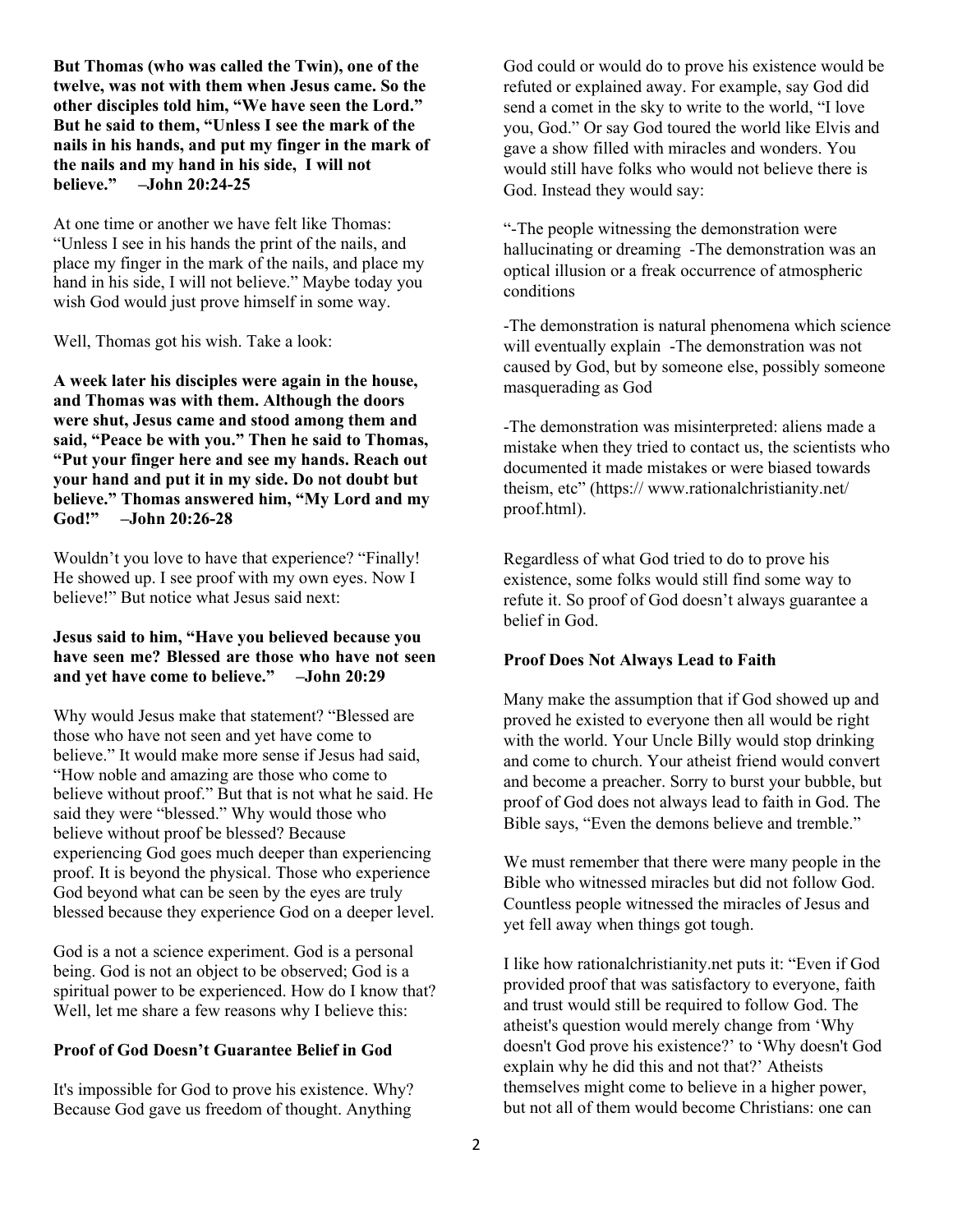**But Thomas (who was called the Twin), one of the twelve, was not with them when Jesus came. So the other disciples told him, "We have seen the Lord." But he said to them, "Unless I see the mark of the nails in his hands, and put my finger in the mark of the nails and my hand in his side, I will not believe." –John 20:24-25**

At one time or another we have felt like Thomas: "Unless I see in his hands the print of the nails, and place my finger in the mark of the nails, and place my hand in his side, I will not believe." Maybe today you wish God would just prove himself in some way.

Well, Thomas got his wish. Take a look:

**A week later his disciples were again in the house, and Thomas was with them. Although the doors were shut, Jesus came and stood among them and said, "Peace be with you." Then he said to Thomas, "Put your finger here and see my hands. Reach out your hand and put it in my side. Do not doubt but believe." Thomas answered him, "My Lord and my God!" –John 20:26-28**

Wouldn't you love to have that experience? "Finally! He showed up. I see proof with my own eyes. Now I believe!" But notice what Jesus said next:

**Jesus said to him, "Have you believed because you have seen me? Blessed are those who have not seen and yet have come to believe." –John 20:29**

Why would Jesus make that statement? "Blessed are those who have not seen and yet have come to believe." It would make more sense if Jesus had said, "How noble and amazing are those who come to believe without proof." But that is not what he said. He said they were "blessed." Why would those who believe without proof be blessed? Because experiencing God goes much deeper than experiencing proof. It is beyond the physical. Those who experience God beyond what can be seen by the eyes are truly blessed because they experience God on a deeper level.

God is a not a science experiment. God is a personal being. God is not an object to be observed; God is a spiritual power to be experienced. How do I know that? Well, let me share a few reasons why I believe this:

**Proof of God Doesn't Guarantee Belief in God**

It's impossible for God to prove his existence. Why? Because God gave us freedom of thought. Anything God could or would do to prove his existence would be refuted or explained away. For example, say God did send a comet in the sky to write to the world, "I love you, God." Or say God toured the world like Elvis and gave a show filled with miracles and wonders. You would still have folks who would not believe there is God. Instead they would say:

"-The people witnessing the demonstration were hallucinating or dreaming -The demonstration was an optical illusion or a freak occurrence of atmospheric conditions

-The demonstration is natural phenomena which science will eventually explain -The demonstration was not caused by God, but by someone else, possibly someone masquerading as God

-The demonstration was misinterpreted: aliens made a mistake when they tried to contact us, the scientists who documented it made mistakes or were biased towards theism, etc" (https:// www.rationalchristianity.net/ proof.html).

Regardless of what God tried to do to prove his existence, some folks would still find some way to refute it. So proof of God doesn't always guarantee a belief in God.

**Proof Does Not Always Lead to Faith**

Many make the assumption that if God showed up and proved he existed to everyone then all would be right with the world. Your Uncle Billy would stop drinking and come to church. Your atheist friend would convert and become a preacher. Sorry to burst your bubble, but proof of God does not always lead to faith in God. The Bible says, "Even the demons believe and tremble."

We must remember that there were many people in the Bible who witnessed miracles but did not follow God. Countless people witnessed the miracles of Jesus and yet fell away when things got tough.

I like how rationalchristianity.net puts it: "Even if God provided proof that was satisfactory to everyone, faith and trust would still be required to follow God. The atheist's question would merely change from 'Why doesn't God prove his existence?' to 'Why doesn't God explain why he did this and not that?' Atheists themselves might come to believe in a higher power, but not all of them would become Christians: one can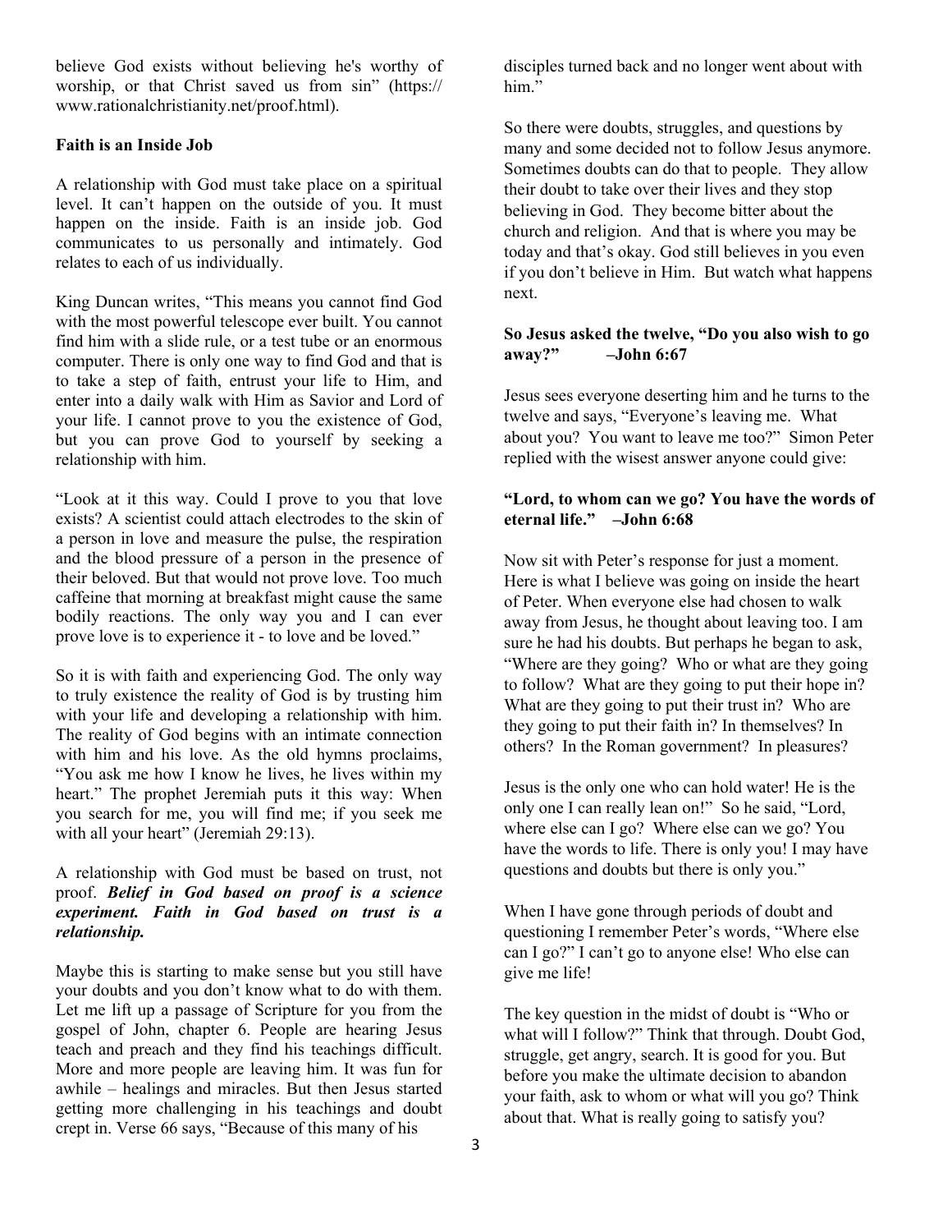believe God exists without believing he's worthy of worship, or that Christ saved us from sin" (https://www.rationalchristianity.net/proof.html).

**Faith is an Inside Job**

A relationship with God must take place on a spiritual level. It can't happen on the outside of you. It must happen on the inside. Faith is an inside job. God communicates to us personally and intimately. God relates to each of us individually.

King Duncan writes, "This means you cannot find God with the most powerful telescope ever built. You cannot find him with a slide rule, or a test tube or an enormous computer. There is only one way to find God and that is to take a step of faith, entrust your life to Him, and enter into a daily walk with Him as Savior and Lord of your life. I cannot prove to you the existence of God, but you can prove God to yourself by seeking a relationship with him.

"Look at it this way. Could I prove to you that love exists? A scientist could attach electrodes to the skin of a person in love and measure the pulse, the respiration and the blood pressure of a person in the presence of their beloved. But that would not prove love. Too much caffeine that morning at breakfast might cause the same bodily reactions. The only way you and I can ever prove love is to experience it - to love and be loved."

So it is with faith and experiencing God. The only way to truly existence the reality of God is by trusting him with your life and developing a relationship with him. The reality of God begins with an intimate connection with him and his love. As the old hymns proclaims, "You ask me how I know he lives, he lives within my heart." The prophet Jeremiah puts it this way: When you search for me, you will find me; if you seek me with all your heart" (Jeremiah 29:13).

A relationship with God must be based on trust, not proof. ***Belief in God based on proof is a science experiment. Faith in God based on trust is a relationship.***

Maybe this is starting to make sense but you still have your doubts and you don't know what to do with them. Let me lift up a passage of Scripture for you from the gospel of John, chapter 6. People are hearing Jesus teach and preach and they find his teachings difficult. More and more people are leaving him. It was fun for awhile – healings and miracles. But then Jesus started getting more challenging in his teachings and doubt crept in. Verse 66 says, "Because of this many of his disciples turned back and no longer went about with him."

So there were doubts, struggles, and questions by many and some decided not to follow Jesus anymore. Sometimes doubts can do that to people. They allow their doubt to take over their lives and they stop believing in God. They become bitter about the church and religion. And that is where you may be today and that's okay. God still believes in you even if you don't believe in Him. But watch what happens next.

**So Jesus asked the twelve, "Do you also wish to go away?" –John 6:67**

Jesus sees everyone deserting him and he turns to the twelve and says, "Everyone's leaving me. What about you? You want to leave me too?" Simon Peter replied with the wisest answer anyone could give:

**"Lord, to whom can we go? You have the words of eternal life." –John 6:68**

Now sit with Peter's response for just a moment. Here is what I believe was going on inside the heart of Peter. When everyone else had chosen to walk away from Jesus, he thought about leaving too. I am sure he had his doubts. But perhaps he began to ask, "Where are they going? Who or what are they going to follow? What are they going to put their hope in? What are they going to put their trust in? Who are they going to put their faith in? In themselves? In others? In the Roman government? In pleasures?

Jesus is the only one who can hold water! He is the only one I can really lean on!" So he said, "Lord, where else can I go? Where else can we go? You have the words to life. There is only you! I may have questions and doubts but there is only you."

When I have gone through periods of doubt and questioning I remember Peter's words, "Where else can I go?" I can't go to anyone else! Who else can give me life!

The key question in the midst of doubt is "Who or what will I follow?" Think that through. Doubt God, struggle, get angry, search. It is good for you. But before you make the ultimate decision to abandon your faith, ask to whom or what will you go? Think about that. What is really going to satisfy you?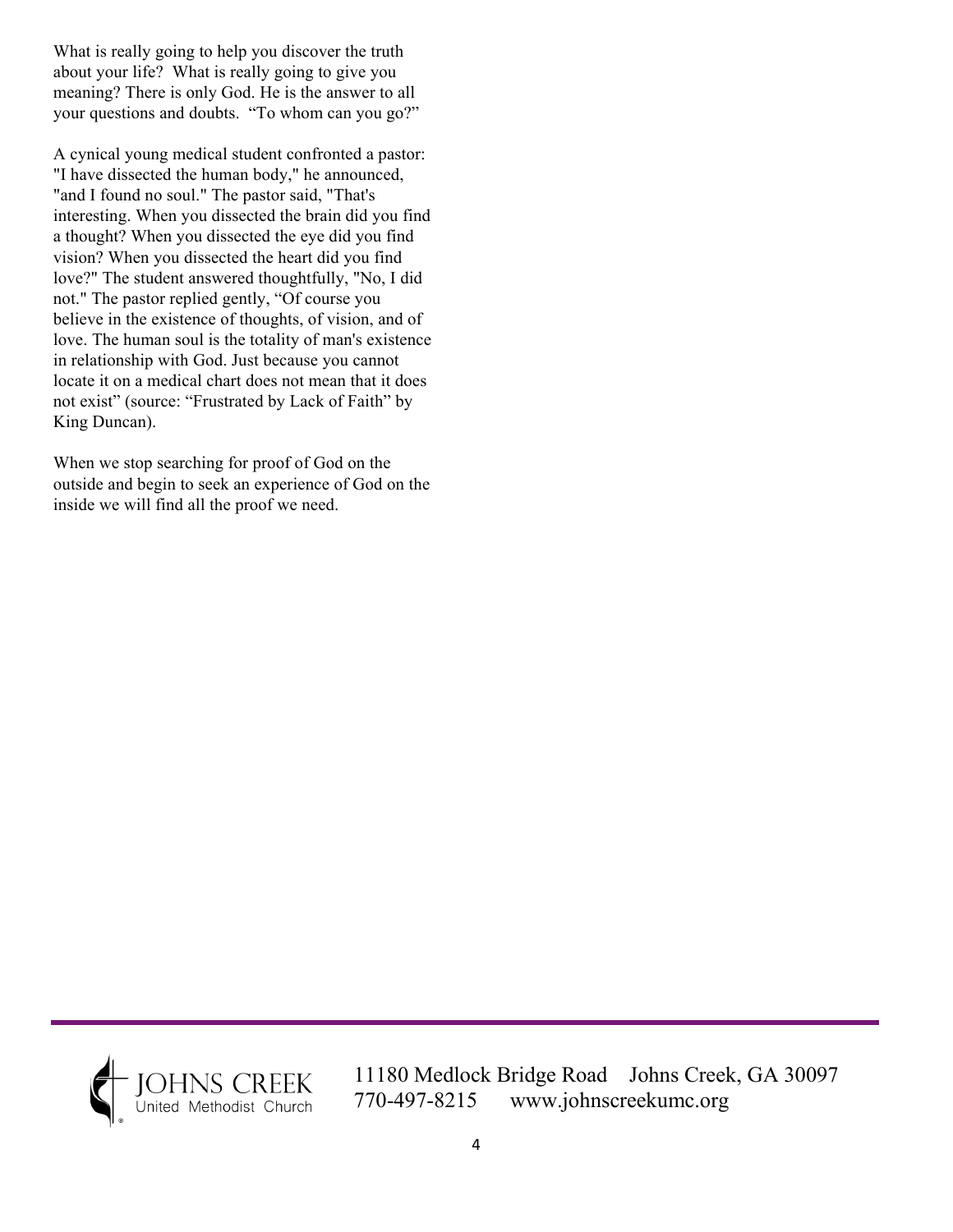What is really going to help you discover the truth about your life? What is really going to give you meaning? There is only God. He is the answer to all your questions and doubts. "To whom can you go?"

A cynical young medical student confronted a pastor: "I have dissected the human body," he announced, "and I found no soul." The pastor said, "That's interesting. When you dissected the brain did you find a thought? When you dissected the eye did you find vision? When you dissected the heart did you find love?" The student answered thoughtfully, "No, I did not." The pastor replied gently, "Of course you believe in the existence of thoughts, of vision, and of love. The human soul is the totality of man's existence in relationship with God. Just because you cannot locate it on a medical chart does not mean that it does not exist" (source: "Frustrated by Lack of Faith" by King Duncan).

When we stop searching for proof of God on the outside and begin to seek an experience of God on the inside we will find all the proof we need.

---

JOHNS CREEK
United Methodist Church

11180 Medlock Bridge Road Johns Creek, GA 30097
770-497-8215 www.johnscreekumc.org